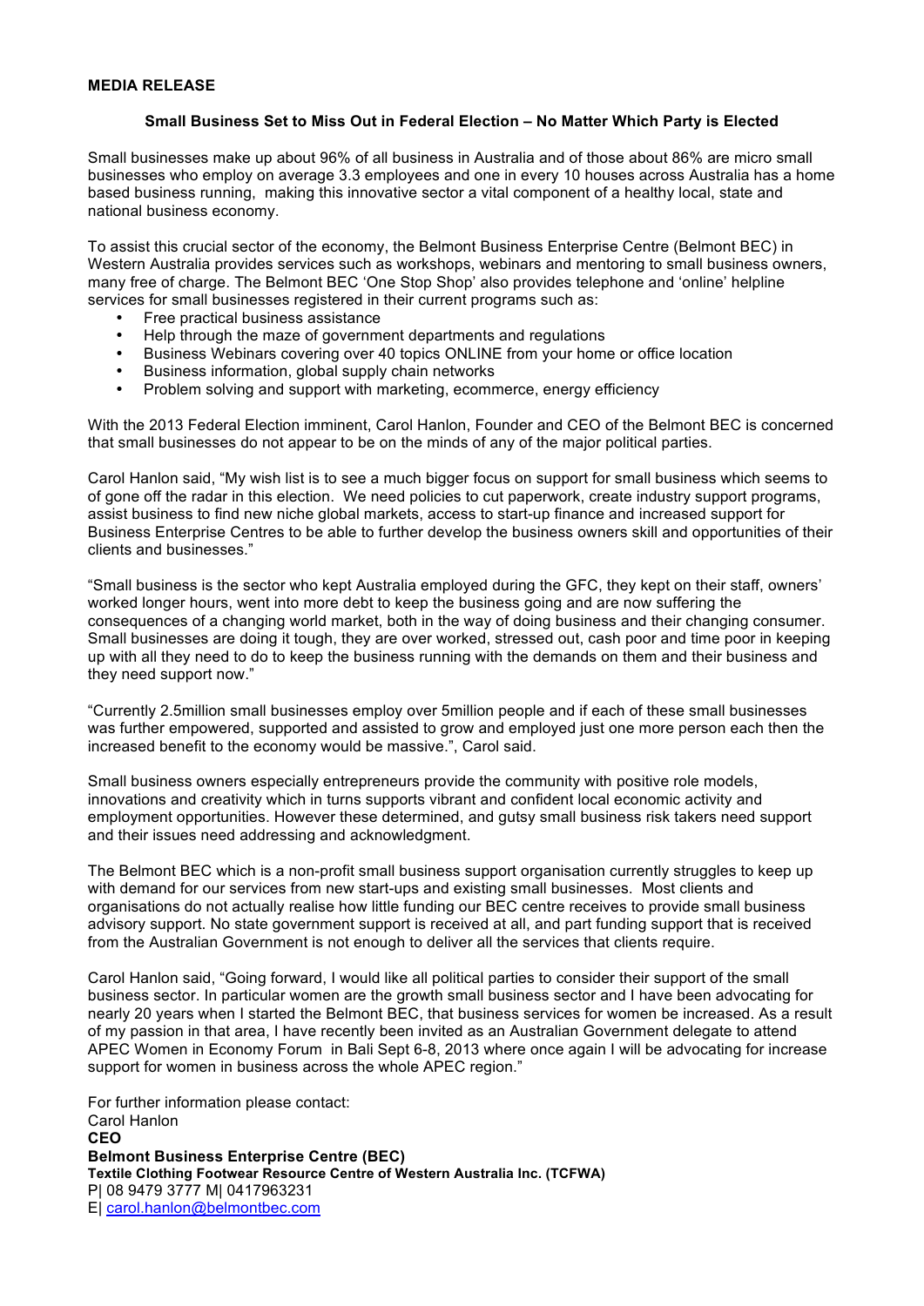**MEDIA RELEASE**

**Small Business Set to Miss Out in Federal Election – No Matter Which Party is Elected**

Small businesses make up about 96% of all business in Australia and of those about 86% are micro small businesses who employ on average 3.3 employees and one in every 10 houses across Australia has a home based business running, making this innovative sector a vital component of a healthy local, state and national business economy.

To assist this crucial sector of the economy, the Belmont Business Enterprise Centre (Belmont BEC) in Western Australia provides services such as workshops, webinars and mentoring to small business owners, many free of charge. The Belmont BEC 'One Stop Shop' also provides telephone and 'online' helpline services for small businesses registered in their current programs such as:

- Free practical business assistance
- Help through the maze of government departments and regulations
- Business Webinars covering over 40 topics ONLINE from your home or office location
- Business information, global supply chain networks
- Problem solving and support with marketing, ecommerce, energy efficiency

With the 2013 Federal Election imminent, Carol Hanlon, Founder and CEO of the Belmont BEC is concerned that small businesses do not appear to be on the minds of any of the major political parties.

Carol Hanlon said, "My wish list is to see a much bigger focus on support for small business which seems to of gone off the radar in this election. We need policies to cut paperwork, create industry support programs, assist business to find new niche global markets, access to start-up finance and increased support for Business Enterprise Centres to be able to further develop the business owners skill and opportunities of their clients and businesses."

"Small business is the sector who kept Australia employed during the GFC, they kept on their staff, owners' worked longer hours, went into more debt to keep the business going and are now suffering the consequences of a changing world market, both in the way of doing business and their changing consumer. Small businesses are doing it tough, they are over worked, stressed out, cash poor and time poor in keeping up with all they need to do to keep the business running with the demands on them and their business and they need support now."

"Currently 2.5million small businesses employ over 5million people and if each of these small businesses was further empowered, supported and assisted to grow and employed just one more person each then the increased benefit to the economy would be massive.", Carol said.

Small business owners especially entrepreneurs provide the community with positive role models, innovations and creativity which in turns supports vibrant and confident local economic activity and employment opportunities. However these determined, and gutsy small business risk takers need support and their issues need addressing and acknowledgment.

The Belmont BEC which is a non-profit small business support organisation currently struggles to keep up with demand for our services from new start-ups and existing small businesses. Most clients and organisations do not actually realise how little funding our BEC centre receives to provide small business advisory support. No state government support is received at all, and part funding support that is received from the Australian Government is not enough to deliver all the services that clients require.

Carol Hanlon said, "Going forward, I would like all political parties to consider their support of the small business sector. In particular women are the growth small business sector and I have been advocating for nearly 20 years when I started the Belmont BEC, that business services for women be increased. As a result of my passion in that area, I have recently been invited as an Australian Government delegate to attend APEC Women in Economy Forum in Bali Sept 6-8, 2013 where once again I will be advocating for increase support for women in business across the whole APEC region."

For further information please contact:
Carol Hanlon
**CEO**
**Belmont Business Enterprise Centre (BEC)**
**Textile Clothing Footwear Resource Centre of Western Australia Inc. (TCFWA)**
P| 08 9479 3777 M| 0417963231
E| carol.hanlon@belmontbec.com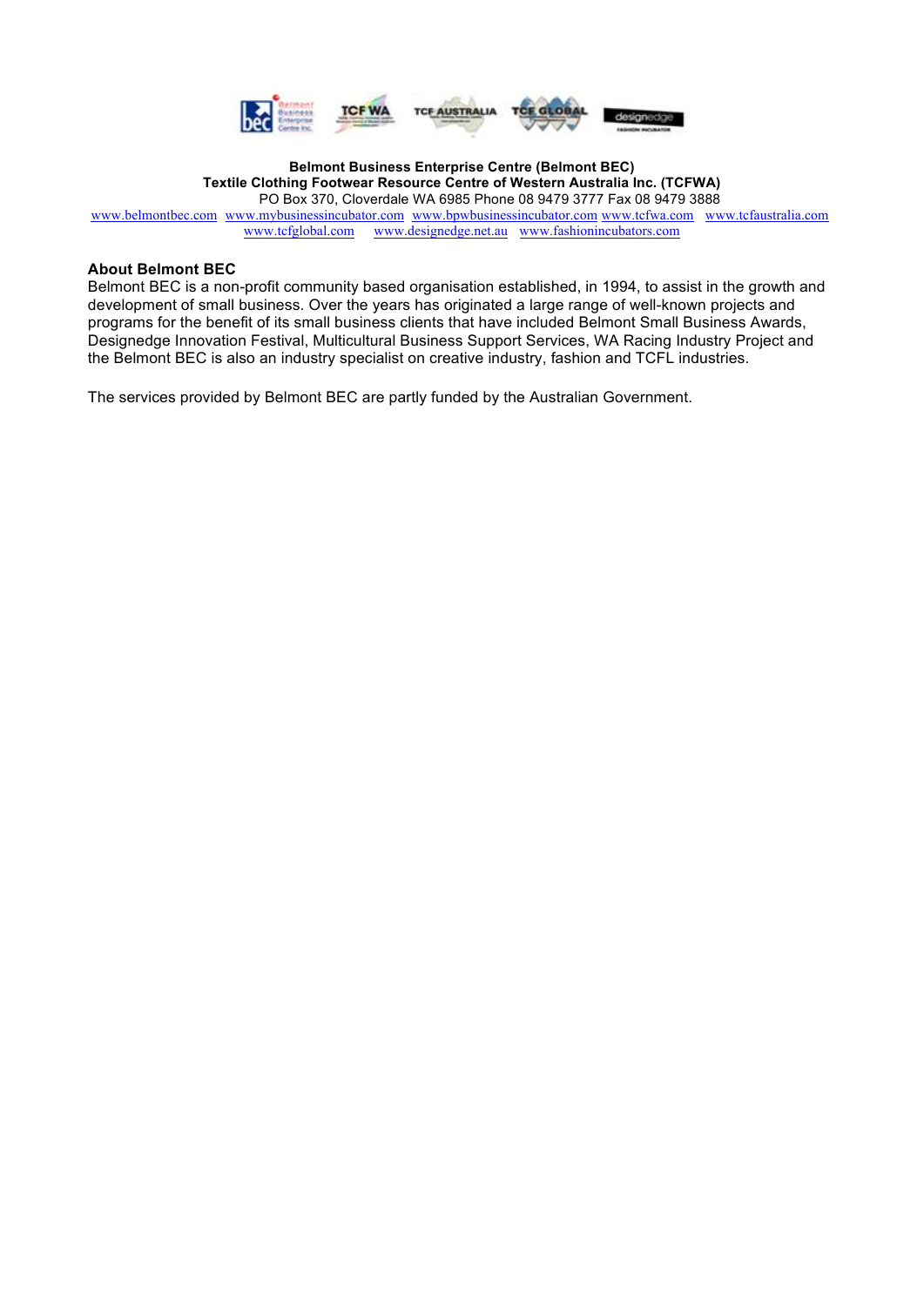**Belmont Business Enterprise Centre (Belmont BEC)**
**Textile Clothing Footwear Resource Centre of Western Australia Inc. (TCFWA)**
PO Box 370, Cloverdale WA 6985 Phone 08 9479 3777 Fax 08 9479 3888
www.belmontbec.com www.mybusinessincubator.com www.bpwbusinessincubator.com www.tcfwa.com www.tcfaustralia.com www.tcfglobal.com www.designedge.net.au www.fashionincubators.com

**About Belmont BEC**

Belmont BEC is a non-profit community based organisation established, in 1994, to assist in the growth and development of small business. Over the years has originated a large range of well-known projects and programs for the benefit of its small business clients that have included Belmont Small Business Awards, Designedge Innovation Festival, Multicultural Business Support Services, WA Racing Industry Project and the Belmont BEC is also an industry specialist on creative industry, fashion and TCFL industries.

The services provided by Belmont BEC are partly funded by the Australian Government.